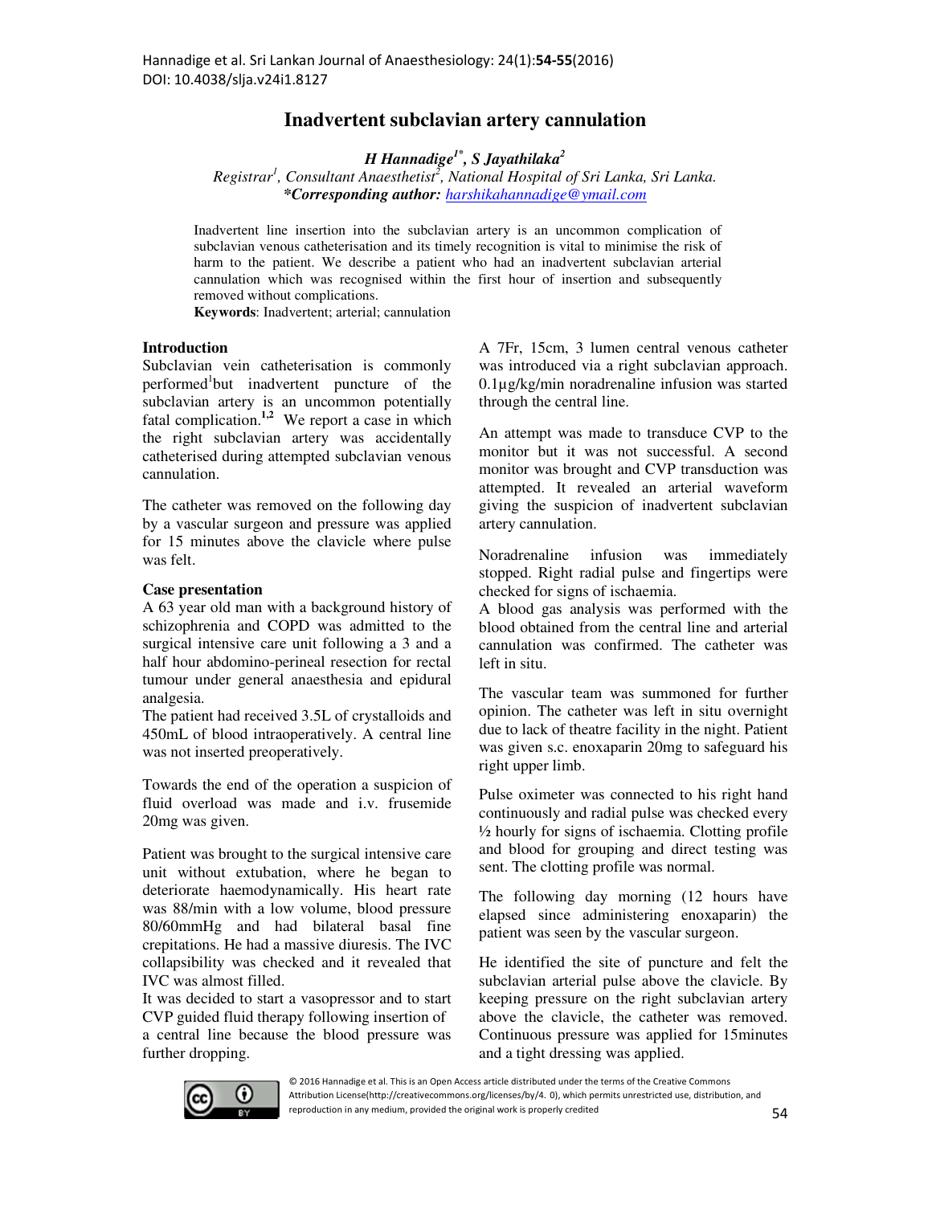# Inadvertent subclavian artery cannulation

***H Hannadige[1*], S Jayathilaka[2]***

*Registrar[1], Consultant Anaesthetist[2], National Hospital of Sri Lanka, Sri Lanka.*

***\*Corresponding author:** harshikahannadige@ymail.com*

Inadvertent line insertion into the subclavian artery is an uncommon complication of subclavian venous catheterisation and its timely recognition is vital to minimise the risk of harm to the patient. We describe a patient who had an inadvertent subclavian arterial cannulation which was recognised within the first hour of insertion and subsequently removed without complications.

**Keywords**: Inadvertent; arterial; cannulation

## Introduction

Subclavian vein catheterisation is commonly performed[1] but inadvertent puncture of the subclavian artery is an uncommon potentially fatal complication.[1,2] We report a case in which the right subclavian artery was accidentally catheterised during attempted subclavian venous cannulation.

The catheter was removed on the following day by a vascular surgeon and pressure was applied for 15 minutes above the clavicle where pulse was felt.

## Case presentation

A 63 year old man with a background history of schizophrenia and COPD was admitted to the surgical intensive care unit following a 3 and a half hour abdomino-perineal resection for rectal tumour under general anaesthesia and epidural analgesia.

The patient had received 3.5L of crystalloids and 450mL of blood intraoperatively. A central line was not inserted preoperatively.

Towards the end of the operation a suspicion of fluid overload was made and i.v. frusemide 20mg was given.

Patient was brought to the surgical intensive care unit without extubation, where he began to deteriorate haemodynamically. His heart rate was 88/min with a low volume, blood pressure 80/60mmHg and had bilateral basal fine crepitations. He had a massive diuresis. The IVC collapsibility was checked and it revealed that IVC was almost filled.

It was decided to start a vasopressor and to start CVP guided fluid therapy following insertion of a central line because the blood pressure was further dropping.

A 7Fr, 15cm, 3 lumen central venous catheter was introduced via a right subclavian approach. 0.1µg/kg/min noradrenaline infusion was started through the central line.

An attempt was made to transduce CVP to the monitor but it was not successful. A second monitor was brought and CVP transduction was attempted. It revealed an arterial waveform giving the suspicion of inadvertent subclavian artery cannulation.

Noradrenaline infusion was immediately stopped. Right radial pulse and fingertips were checked for signs of ischaemia.

A blood gas analysis was performed with the blood obtained from the central line and arterial cannulation was confirmed. The catheter was left in situ.

The vascular team was summoned for further opinion. The catheter was left in situ overnight due to lack of theatre facility in the night. Patient was given s.c. enoxaparin 20mg to safeguard his right upper limb.

Pulse oximeter was connected to his right hand continuously and radial pulse was checked every ½ hourly for signs of ischaemia. Clotting profile and blood for grouping and direct testing was sent. The clotting profile was normal.

The following day morning (12 hours have elapsed since administering enoxaparin) the patient was seen by the vascular surgeon.

He identified the site of puncture and felt the subclavian arterial pulse above the clavicle. By keeping pressure on the right subclavian artery above the clavicle, the catheter was removed. Continuous pressure was applied for 15minutes and a tight dressing was applied.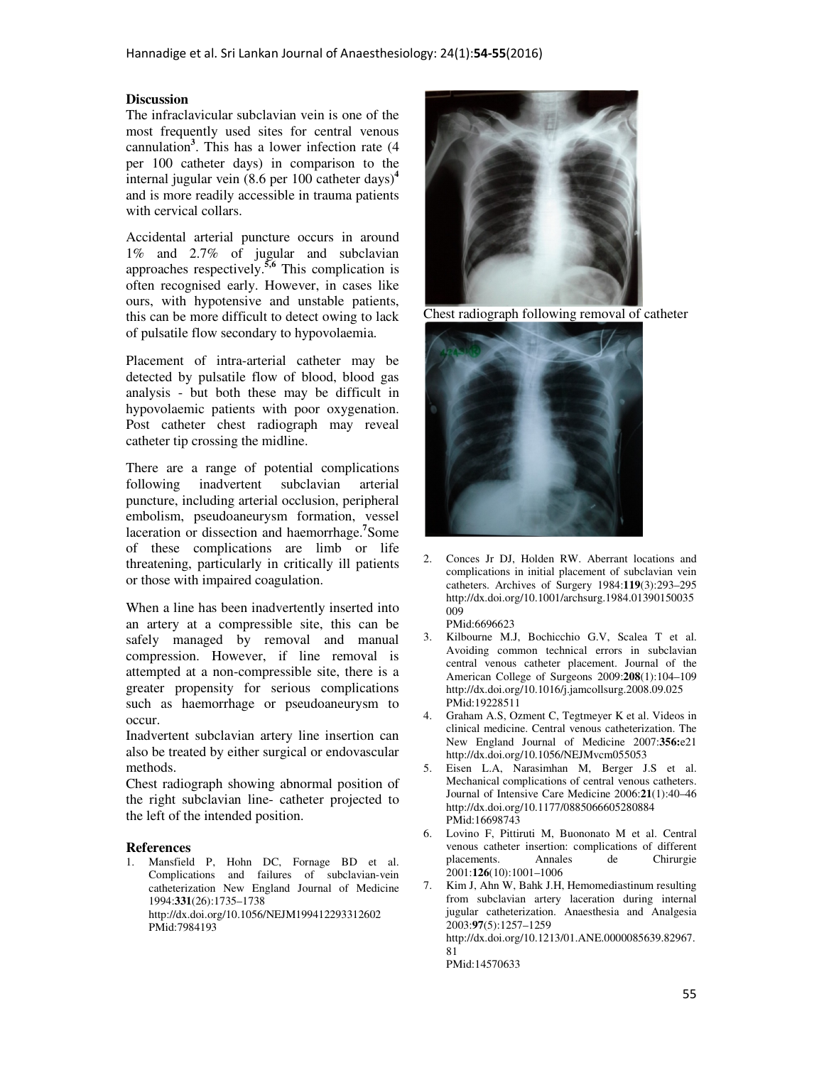## Discussion

The infraclavicular subclavian vein is one of the most frequently used sites for central venous cannulation[3]. This has a lower infection rate (4 per 100 catheter days) in comparison to the internal jugular vein (8.6 per 100 catheter days)[4] and is more readily accessible in trauma patients with cervical collars.

Accidental arterial puncture occurs in around 1% and 2.7% of jugular and subclavian approaches respectively.[5,6] This complication is often recognised early. However, in cases like ours, with hypotensive and unstable patients, this can be more difficult to detect owing to lack of pulsatile flow secondary to hypovolaemia.

Placement of intra-arterial catheter may be detected by pulsatile flow of blood, blood gas analysis - but both these may be difficult in hypovolaemic patients with poor oxygenation. Post catheter chest radiograph may reveal catheter tip crossing the midline.

There are a range of potential complications following inadvertent subclavian arterial puncture, including arterial occlusion, peripheral embolism, pseudoaneurysm formation, vessel laceration or dissection and haemorrhage.[7] Some of these complications are limb or life threatening, particularly in critically ill patients or those with impaired coagulation.

When a line has been inadvertently inserted into an artery at a compressible site, this can be safely managed by removal and manual compression. However, if line removal is attempted at a non-compressible site, there is a greater propensity for serious complications such as haemorrhage or pseudoaneurysm to occur.

Inadvertent subclavian artery line insertion can also be treated by either surgical or endovascular methods.

Chest radiograph showing abnormal position of the right subclavian line- catheter projected to the left of the intended position.

Chest radiograph following removal of catheter

## References

1. Mansfield P, Hohn DC, Fornage BD et al. Complications and failures of subclavian-vein catheterization New England Journal of Medicine 1994:**331**(26):1735–1738 http://dx.doi.org/10.1056/NEJM199412293312602 PMid:7984193
2. Conces Jr DJ, Holden RW. Aberrant locations and complications in initial placement of subclavian vein catheters. Archives of Surgery 1984:**119**(3):293–295 http://dx.doi.org/10.1001/archsurg.1984.01390150035009 PMid:6696623
3. Kilbourne M.J, Bochicchio G.V, Scalea T et al. Avoiding common technical errors in subclavian central venous catheter placement. Journal of the American College of Surgeons 2009:**208**(1):104–109 http://dx.doi.org/10.1016/j.jamcollsurg.2008.09.025 PMid:19228511
4. Graham A.S, Ozment C, Tegtmeyer K et al. Videos in clinical medicine. Central venous catheterization. The New England Journal of Medicine 2007:**356:**e21 http://dx.doi.org/10.1056/NEJMvcm055053
5. Eisen L.A, Narasimhan M, Berger J.S et al. Mechanical complications of central venous catheters. Journal of Intensive Care Medicine 2006:**21**(1):40–46 http://dx.doi.org/10.1177/0885066605280884 PMid:16698743
6. Lovino F, Pittiruti M, Buononato M et al. Central venous catheter insertion: complications of different placements. Annales de Chirurgie 2001:**126**(10):1001–1006
7. Kim J, Ahn W, Bahk J.H, Hemomediastinum resulting from subclavian artery laceration during internal jugular catheterization. Anaesthesia and Analgesia 2003:**97**(5):1257–1259 http://dx.doi.org/10.1213/01.ANE.0000085639.82967.81 PMid:14570633